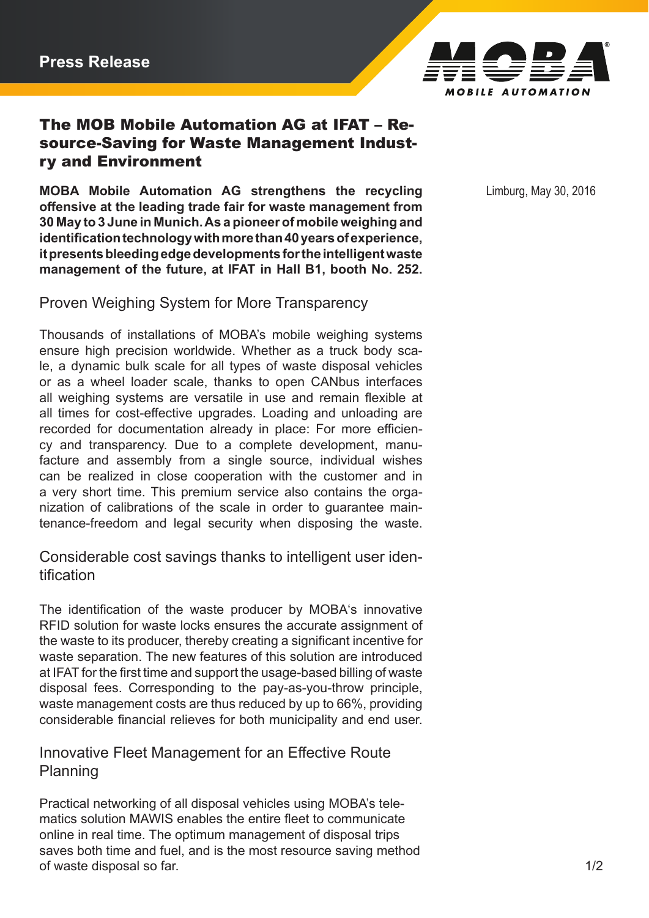Press Release

# The MOB Mobile Automation AG at IFAT – Resource-Saving for Waste Management Industry and Environment

Limburg, May 30, 2016

**MOBA Mobile Automation AG strengthens the recycling offensive at the leading trade fair for waste management from 30 May to 3 June in Munich. As a pioneer of mobile weighing and identification technology with more than 40 years of experience, it presents bleeding edge developments for the intelligent waste management of the future, at IFAT in Hall B1, booth No. 252.**

## Proven Weighing System for More Transparency

Thousands of installations of MOBA's mobile weighing systems ensure high precision worldwide. Whether as a truck body scale, a dynamic bulk scale for all types of waste disposal vehicles or as a wheel loader scale, thanks to open CANbus interfaces all weighing systems are versatile in use and remain flexible at all times for cost-effective upgrades. Loading and unloading are recorded for documentation already in place: For more efficiency and transparency. Due to a complete development, manufacture and assembly from a single source, individual wishes can be realized in close cooperation with the customer and in a very short time. This premium service also contains the organization of calibrations of the scale in order to guarantee maintenance-freedom and legal security when disposing the waste.

## Considerable cost savings thanks to intelligent user identification

The identification of the waste producer by MOBA's innovative RFID solution for waste locks ensures the accurate assignment of the waste to its producer, thereby creating a significant incentive for waste separation. The new features of this solution are introduced at IFAT for the first time and support the usage-based billing of waste disposal fees. Corresponding to the pay-as-you-throw principle, waste management costs are thus reduced by up to 66%, providing considerable financial relieves for both municipality and end user.

## Innovative Fleet Management for an Effective Route Planning

Practical networking of all disposal vehicles using MOBA's telematics solution MAWIS enables the entire fleet to communicate online in real time. The optimum management of disposal trips saves both time and fuel, and is the most resource saving method of waste disposal so far.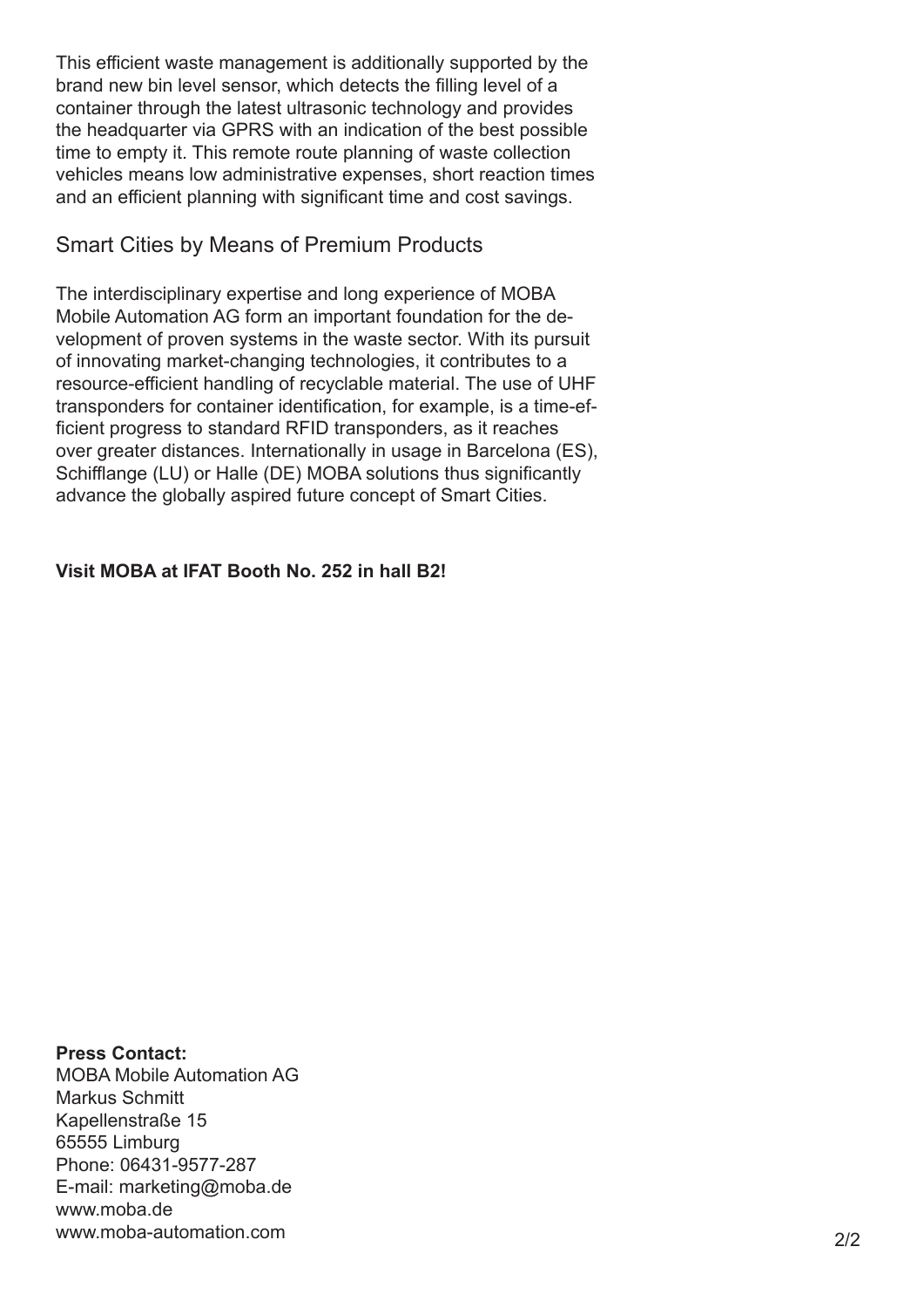This efficient waste management is additionally supported by the brand new bin level sensor, which detects the filling level of a container through the latest ultrasonic technology and provides the headquarter via GPRS with an indication of the best possible time to empty it. This remote route planning of waste collection vehicles means low administrative expenses, short reaction times and an efficient planning with significant time and cost savings.

## Smart Cities by Means of Premium Products

The interdisciplinary expertise and long experience of MOBA Mobile Automation AG form an important foundation for the development of proven systems in the waste sector. With its pursuit of innovating market-changing technologies, it contributes to a resource-efficient handling of recyclable material. The use of UHF transponders for container identification, for example, is a time-efficient progress to standard RFID transponders, as it reaches over greater distances. Internationally in usage in Barcelona (ES), Schifflange (LU) or Halle (DE) MOBA solutions thus significantly advance the globally aspired future concept of Smart Cities.

**Visit MOBA at IFAT Booth No. 252 in hall B2!**

**Press Contact:**  
MOBA Mobile Automation AG  
Markus Schmitt  
Kapellenstraße 15  
65555 Limburg  
Phone: 06431-9577-287  
E-mail: marketing@moba.de  
www.moba.de  
www.moba-automation.com